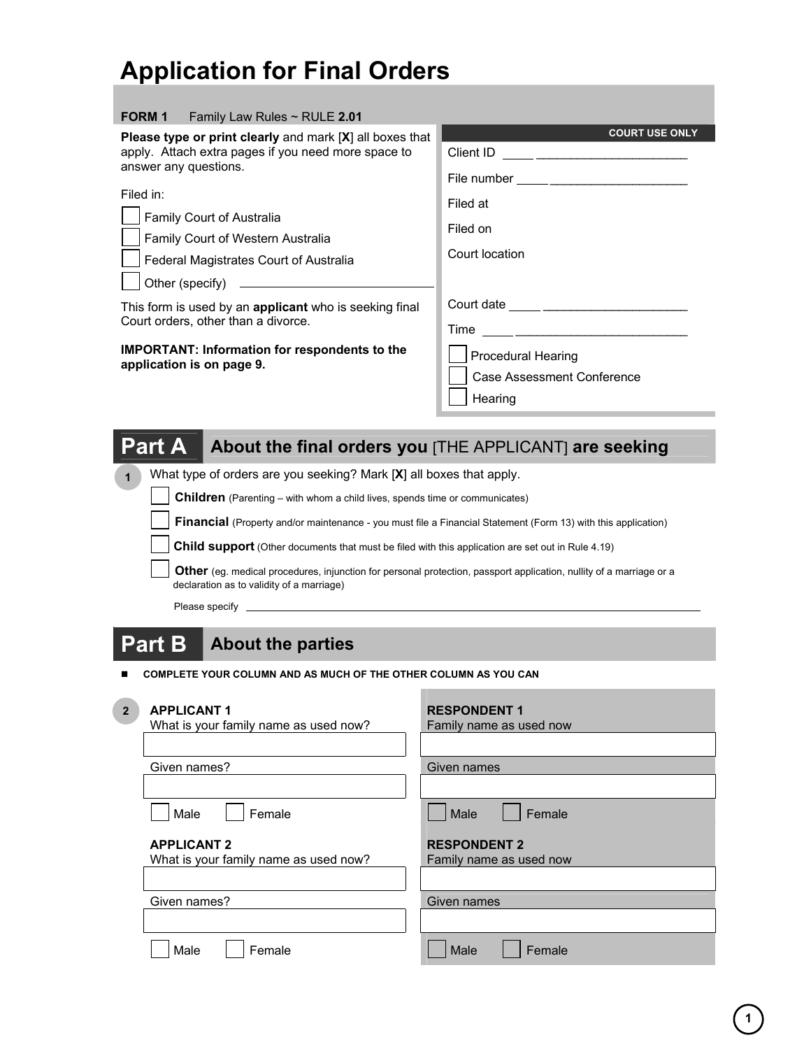# Application for Final Orders

**FORM 1** Family Law Rules ~ RULE **2.01**

**Please type or print clearly** and mark [**X**] all boxes that apply. Attach extra pages if you need more space to answer any questions.

Filed in:

- [ ] Family Court of Australia
- [ ] Family Court of Western Australia
- [ ] Federal Magistrates Court of Australia
- [ ] Other (specify) ______________________

This form is used by an **applicant** who is seeking final Court orders, other than a divorce.

**IMPORTANT: Information for respondents to the application is on page 9.**

| COURT USE ONLY |
|---|
| Client ID ______________________ |
| File number ______________________ |
| Filed at |
| Filed on |
| Court location |
| Court date ______________________ |
| Time ______________________ |
| [ ] Procedural Hearing |
| [ ] Case Assessment Conference |
| [ ] Hearing |

## Part A About the final orders you [THE APPLICANT] are seeking

**1** What type of orders are you seeking? Mark [**X**] all boxes that apply.

- [ ] **Children** (Parenting – with whom a child lives, spends time or communicates)
- [ ] **Financial** (Property and/or maintenance - you must file a Financial Statement (Form 13) with this application)
- [ ] **Child support** (Other documents that must be filed with this application are set out in Rule 4.19)
- [ ] **Other** (eg. medical procedures, injunction for personal protection, passport application, nullity of a marriage or a declaration as to validity of a marriage)

Please specify ______________________________________________

## Part B About the parties

■ **COMPLETE YOUR COLUMN AND AS MUCH OF THE OTHER COLUMN AS YOU CAN**

**2**

| **APPLICANT 1** | **RESPONDENT 1** |
|---|---|
| What is your family name as used now? | Family name as used now |
| | |
| Given names? | Given names |
| | |
| [ ] Male [ ] Female | [ ] Male [ ] Female |
| **APPLICANT 2** | **RESPONDENT 2** |
| What is your family name as used now? | Family name as used now |
| | |
| Given names? | Given names |
| | |
| [ ] Male [ ] Female | [ ] Male [ ] Female |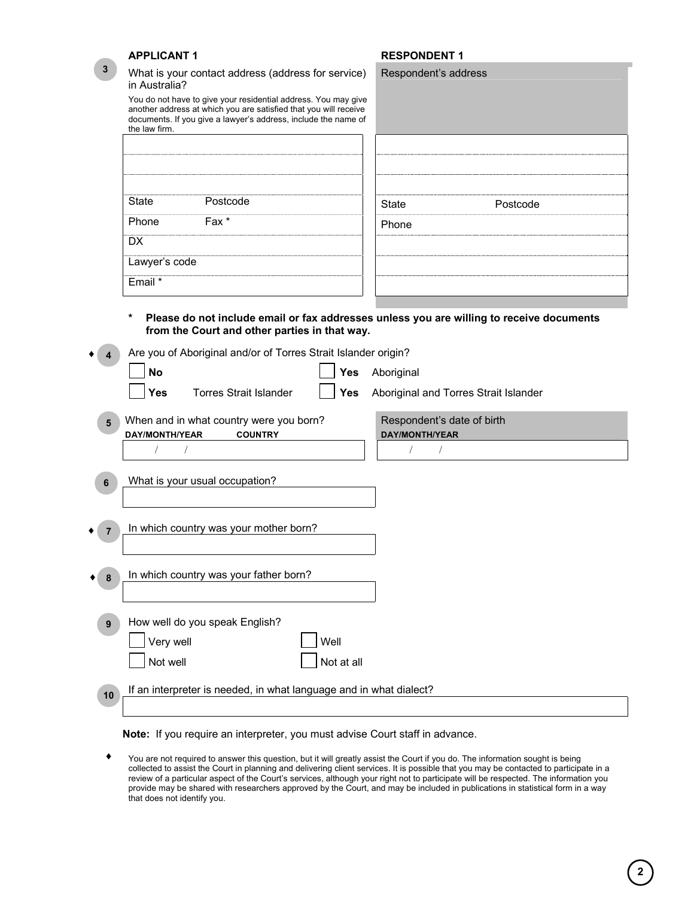**APPLICANT 1** | **RESPONDENT 1**

**3** What is your contact address (address for service) in Australia?

You do not have to give your residential address. You may give another address at which you are satisfied that you will receive documents. If you give a lawyer's address, include the name of the law firm.

| Applicant 1 | | Respondent's address | |
|---|---|---|---|
| | | | |
| | | | |
| | | | |
| State | Postcode | State | Postcode |
| Phone | Fax * | Phone | |
| DX | | | |
| Lawyer's code | | | |
| Email * | | | |

**\* Please do not include email or fax addresses unless you are willing to receive documents from the Court and other parties in that way.**

♦ **4** Are you of Aboriginal and/or of Torres Strait Islander origin?

- ☐ **No**
- ☐ **Yes** Aboriginal
- ☐ **Yes** Torres Strait Islander
- ☐ **Yes** Aboriginal and Torres Strait Islander

**5** When and in what country were you born?

| DAY/MONTH/YEAR | COUNTRY | Respondent's date of birth DAY/MONTH/YEAR |
|---|---|---|
| / / | | / / |

**6** What is your usual occupation?

♦ **7** In which country was your mother born?

♦ **8** In which country was your father born?

**9** How well do you speak English?

- ☐ Very well
- ☐ Well
- ☐ Not well
- ☐ Not at all

**10** If an interpreter is needed, in what language and in what dialect?

**Note:** If you require an interpreter, you must advise Court staff in advance.

♦ You are not required to answer this question, but it will greatly assist the Court if you do. The information sought is being collected to assist the Court in planning and delivering client services. It is possible that you may be contacted to participate in a review of a particular aspect of the Court's services, although your right not to participate will be respected. The information you provide may be shared with researchers approved by the Court, and may be included in publications in statistical form in a way that does not identify you.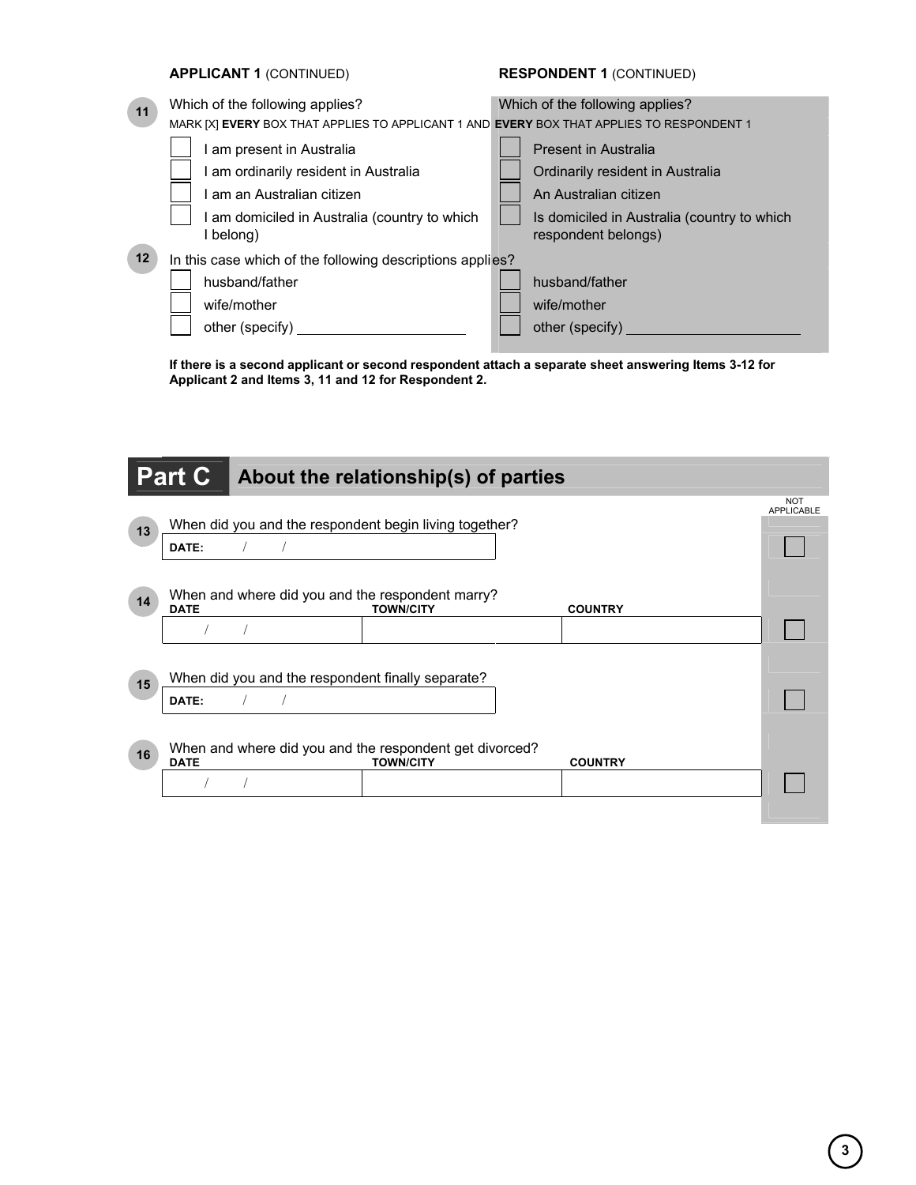| | **APPLICANT 1** (CONTINUED) | **RESPONDENT 1** (CONTINUED) |
|---|---|---|
| **11** | Which of the following applies? | Which of the following applies? |

MARK [X] **EVERY** BOX THAT APPLIES TO APPLICANT 1 AND **EVERY** BOX THAT APPLIES TO RESPONDENT 1

| Applicant 1 | Respondent 1 |
|---|---|
| ☐ I am present in Australia | ☐ Present in Australia |
| ☐ I am ordinarily resident in Australia | ☐ Ordinarily resident in Australia |
| ☐ I am an Australian citizen | ☐ An Australian citizen |
| ☐ I am domiciled in Australia (country to which I belong) | ☐ Is domiciled in Australia (country to which respondent belongs) |

**12** In this case which of the following descriptions applies?

| Applicant 1 | Respondent 1 |
|---|---|
| ☐ husband/father | ☐ husband/father |
| ☐ wife/mother | ☐ wife/mother |
| ☐ other (specify) ____________________ | ☐ other (specify) ____________________ |

**If there is a second applicant or second respondent attach a separate sheet answering Items 3-12 for Applicant 2 and Items 3, 11 and 12 for Respondent 2.**

## Part C About the relationship(s) of parties

**13** When did you and the respondent begin living together?

| DATE: / / | NOT APPLICABLE ☐ |
|---|---|

**14** When and where did you and the respondent marry?

| DATE | TOWN/CITY | COUNTRY | NOT APPLICABLE |
|---|---|---|---|
| / / | | | ☐ |

**15** When did you and the respondent finally separate?

| DATE: / / | NOT APPLICABLE ☐ |
|---|---|

**16** When and where did you and the respondent get divorced?

| DATE | TOWN/CITY | COUNTRY | NOT APPLICABLE |
|---|---|---|---|
| / / | | | ☐ |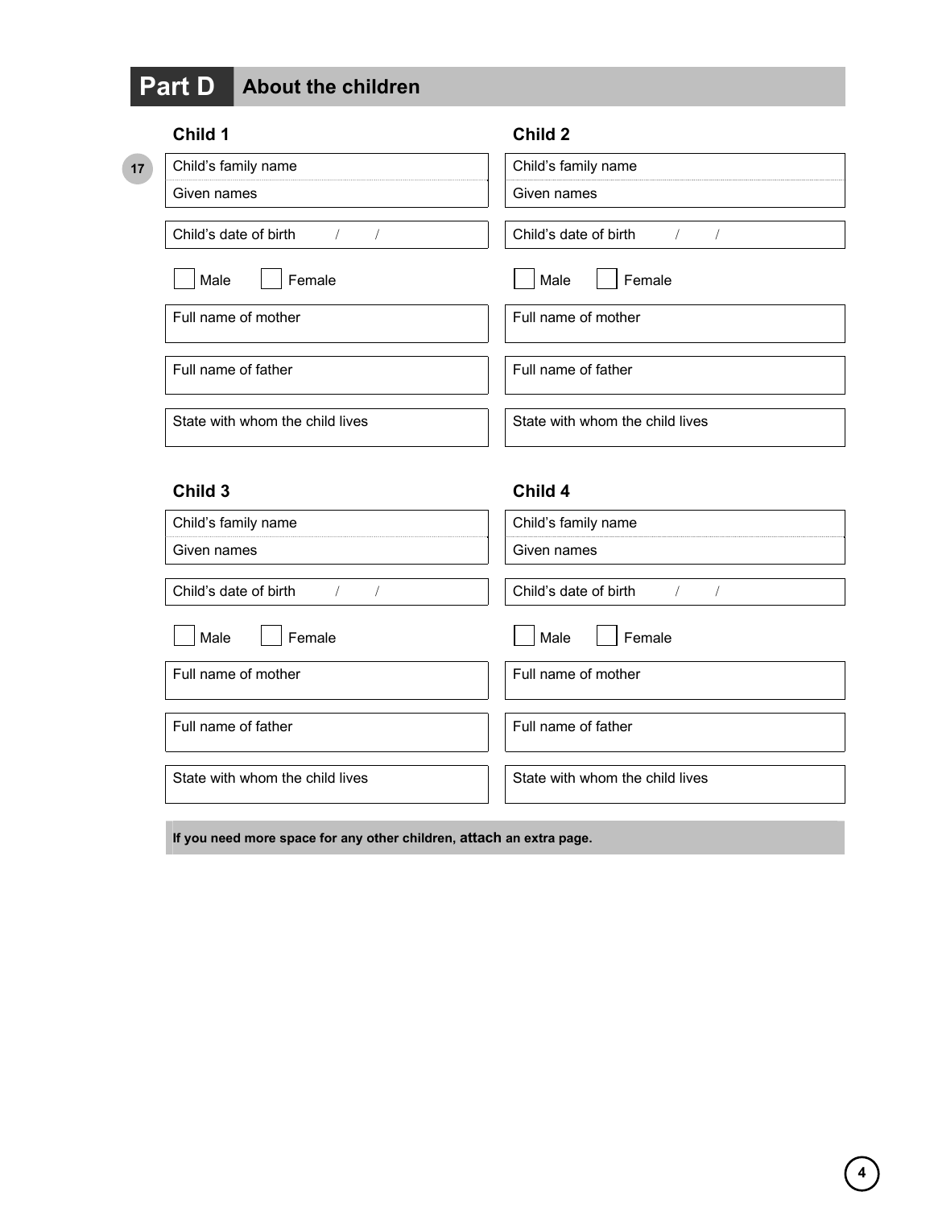## Part D About the children

**17**

### Child 1

Child's family name

Given names

Child's date of birth / /

☐ Male ☐ Female

Full name of mother

Full name of father

State with whom the child lives

### Child 2

Child's family name

Given names

Child's date of birth / /

☐ Male ☐ Female

Full name of mother

Full name of father

State with whom the child lives

### Child 3

Child's family name

Given names

Child's date of birth / /

☐ Male ☐ Female

Full name of mother

Full name of father

State with whom the child lives

### Child 4

Child's family name

Given names

Child's date of birth / /

☐ Male ☐ Female

Full name of mother

Full name of father

State with whom the child lives

**If you need more space for any other children, attach an extra page.**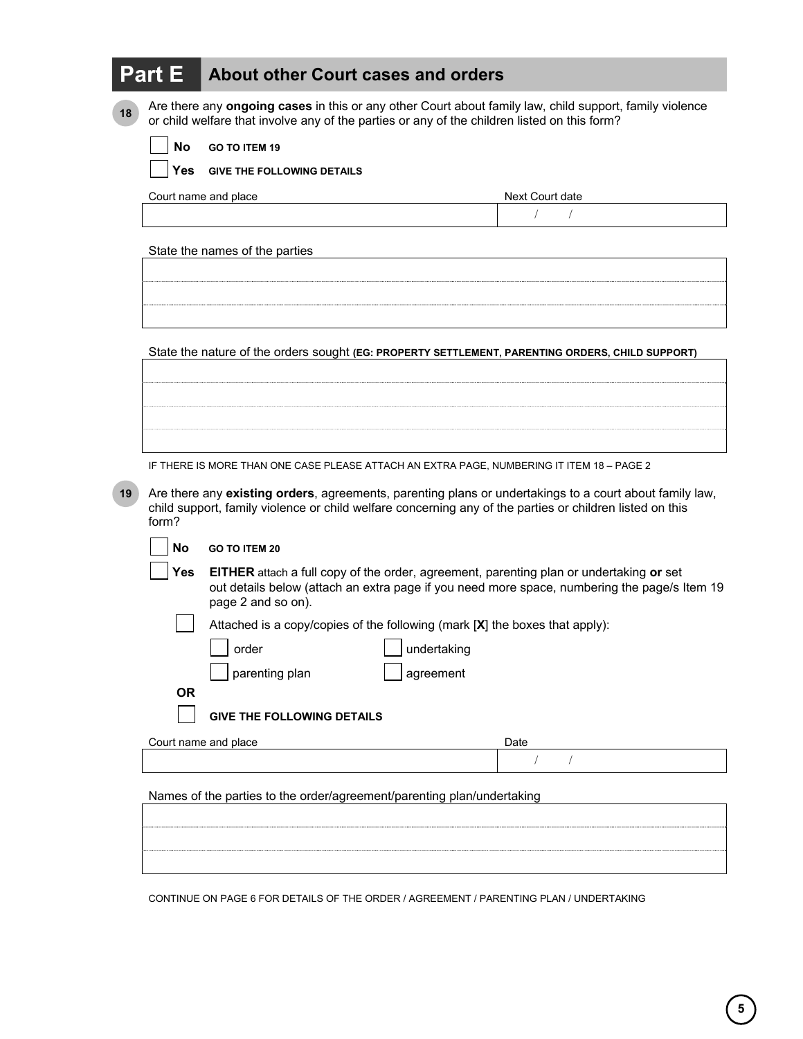## Part E About other Court cases and orders

**18** Are there any **ongoing cases** in this or any other Court about family law, child support, family violence or child welfare that involve any of the parties or any of the children listed on this form?

☐ **No** GO TO ITEM 19

☐ **Yes** GIVE THE FOLLOWING DETAILS

| Court name and place | Next Court date |
| --- | --- |
| | / / |

State the names of the parties

| |
| --- |
| |
| |
| |

State the nature of the orders sought **(EG: PROPERTY SETTLEMENT, PARENTING ORDERS, CHILD SUPPORT)**

| |
| --- |
| |
| |
| |
| |

IF THERE IS MORE THAN ONE CASE PLEASE ATTACH AN EXTRA PAGE, NUMBERING IT ITEM 18 – PAGE 2

**19** Are there any **existing orders**, agreements, parenting plans or undertakings to a court about family law, child support, family violence or child welfare concerning any of the parties or children listed on this form?

☐ **No** GO TO ITEM 20

☐ **Yes** **EITHER** attach a full copy of the order, agreement, parenting plan or undertaking **or** set out details below (attach an extra page if you need more space, numbering the page/s Item 19 page 2 and so on).

☐ Attached is a copy/copies of the following (mark [**X**] the boxes that apply):

☐ order ☐ undertaking

☐ parenting plan ☐ agreement

**OR**

☐ **GIVE THE FOLLOWING DETAILS**

| Court name and place | Date |
| --- | --- |
| | / / |

Names of the parties to the order/agreement/parenting plan/undertaking

| |
| --- |
| |
| |
| |

CONTINUE ON PAGE 6 FOR DETAILS OF THE ORDER / AGREEMENT / PARENTING PLAN / UNDERTAKING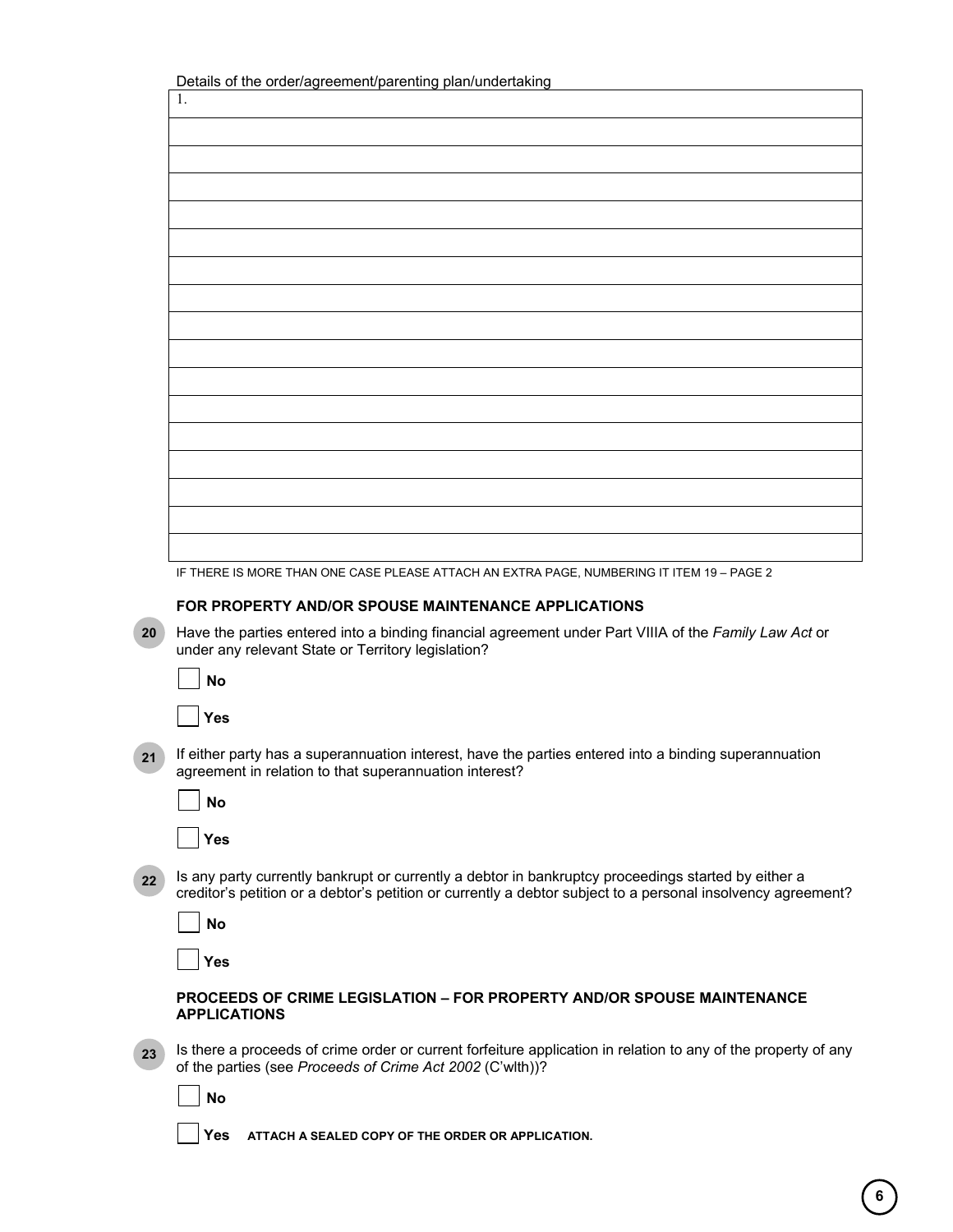Details of the order/agreement/parenting plan/undertaking

| 1. |
|---|
| |
| |
| |
| |
| |
| |
| |
| |
| |
| |
| |
| |
| |
| |
| |
| |

IF THERE IS MORE THAN ONE CASE PLEASE ATTACH AN EXTRA PAGE, NUMBERING IT ITEM 19 – PAGE 2

**FOR PROPERTY AND/OR SPOUSE MAINTENANCE APPLICATIONS**

**20** Have the parties entered into a binding financial agreement under Part VIIIA of the *Family Law Act* or under any relevant State or Territory legislation?

☐ **No**

☐ **Yes**

**21** If either party has a superannuation interest, have the parties entered into a binding superannuation agreement in relation to that superannuation interest?

☐ **No**

☐ **Yes**

**22** Is any party currently bankrupt or currently a debtor in bankruptcy proceedings started by either a creditor's petition or a debtor's petition or currently a debtor subject to a personal insolvency agreement?

☐ **No**

☐ **Yes**

**PROCEEDS OF CRIME LEGISLATION – FOR PROPERTY AND/OR SPOUSE MAINTENANCE APPLICATIONS**

**23** Is there a proceeds of crime order or current forfeiture application in relation to any of the property of any of the parties (see *Proceeds of Crime Act 2002* (C'wlth))?

☐ **No**

☐ **Yes** **ATTACH A SEALED COPY OF THE ORDER OR APPLICATION.**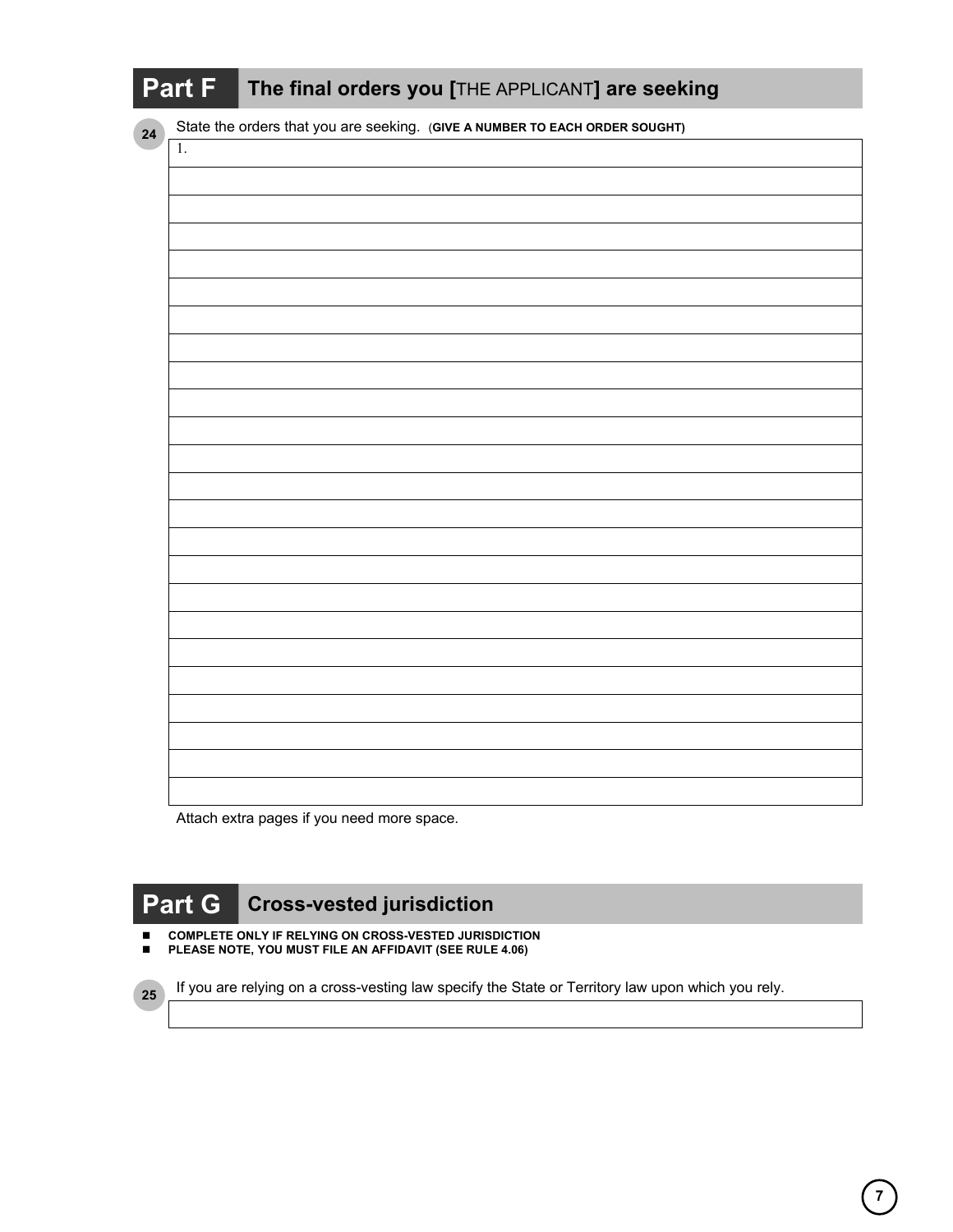## Part F The final orders you [THE APPLICANT] are seeking

**24** State the orders that you are seeking. (**GIVE A NUMBER TO EACH ORDER SOUGHT)**

1.

Attach extra pages if you need more space.

## Part G Cross-vested jurisdiction

- **COMPLETE ONLY IF RELYING ON CROSS-VESTED JURISDICTION**
- **PLEASE NOTE, YOU MUST FILE AN AFFIDAVIT (SEE RULE 4.06)**

**25** If you are relying on a cross-vesting law specify the State or Territory law upon which you rely.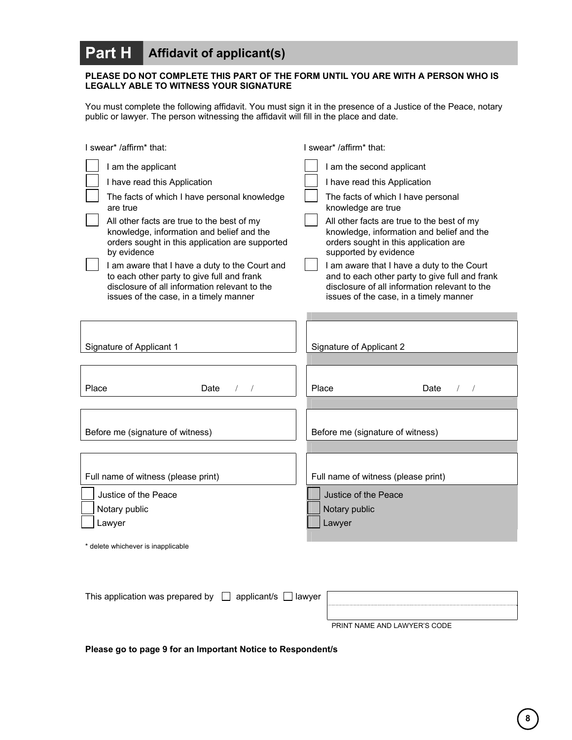## Part H Affidavit of applicant(s)

**PLEASE DO NOT COMPLETE THIS PART OF THE FORM UNTIL YOU ARE WITH A PERSON WHO IS LEGALLY ABLE TO WITNESS YOUR SIGNATURE**

You must complete the following affidavit. You must sign it in the presence of a Justice of the Peace, notary public or lawyer. The person witnessing the affidavit will fill in the place and date.

| I swear* /affirm* that: | I swear* /affirm* that: |
|---|---|
| ☐ I am the applicant | ☐ I am the second applicant |
| ☐ I have read this Application | ☐ I have read this Application |
| ☐ The facts of which I have personal knowledge are true | ☐ The facts of which I have personal knowledge are true |
| ☐ All other facts are true to the best of my knowledge, information and belief and the orders sought in this application are supported by evidence | ☐ All other facts are true to the best of my knowledge, information and belief and the orders sought in this application are supported by evidence |
| ☐ I am aware that I have a duty to the Court and to each other party to give full and frank disclosure of all information relevant to the issues of the case, in a timely manner | ☐ I am aware that I have a duty to the Court and to each other party to give full and frank disclosure of all information relevant to the issues of the case, in a timely manner |
| Signature of Applicant 1 | Signature of Applicant 2 |
| Place Date / / | Place Date / / |
| Before me (signature of witness) | Before me (signature of witness) |
| Full name of witness (please print) | Full name of witness (please print) |
| ☐ Justice of the Peace | ☐ Justice of the Peace |
| ☐ Notary public | ☐ Notary public |
| ☐ Lawyer | ☐ Lawyer |

* delete whichever is inapplicable

This application was prepared by ☐ applicant/s ☐ lawyer

PRINT NAME AND LAWYER'S CODE

**Please go to page 9 for an Important Notice to Respondent/s**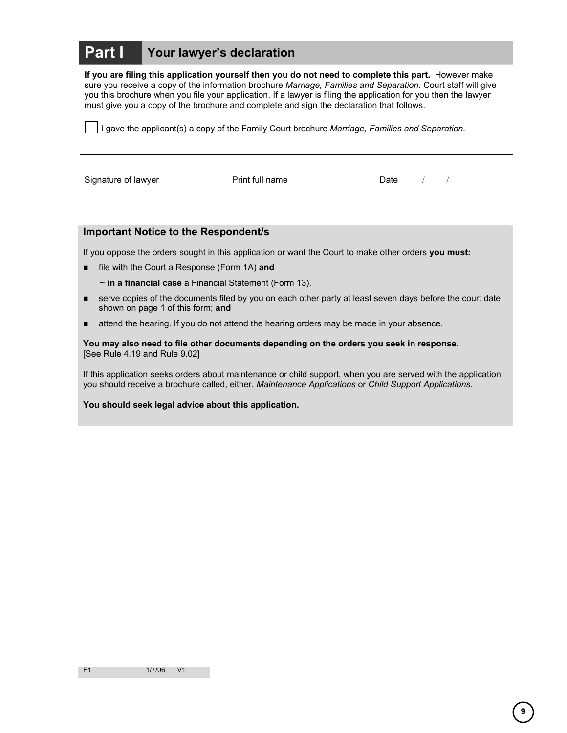## Part I Your lawyer's declaration

**If you are filing this application yourself then you do not need to complete this part.** However make sure you receive a copy of the information brochure *Marriage, Families and Separation*. Court staff will give you this brochure when you file your application. If a lawyer is filing the application for you then the lawyer must give you a copy of the brochure and complete and sign the declaration that follows.

☐ I gave the applicant(s) a copy of the Family Court brochure *Marriage, Families and Separation*.

| Signature of lawyer | Print full name | Date / / |
|---|---|---|
| | | |

### Important Notice to the Respondent/s

If you oppose the orders sought in this application or want the Court to make other orders **you must:**

- file with the Court a Response (Form 1A) **and**

  ~ **in a financial case** a Financial Statement (Form 13).

- serve copies of the documents filed by you on each other party at least seven days before the court date shown on page 1 of this form; **and**
- attend the hearing. If you do not attend the hearing orders may be made in your absence.

**You may also need to file other documents depending on the orders you seek in response.**
[See Rule 4.19 and Rule 9.02]

If this application seeks orders about maintenance or child support, when you are served with the application you should receive a brochure called, either, *Maintenance Applications* or *Child Support Applications*.

**You should seek legal advice about this application.**

F1 1/7/06 V1